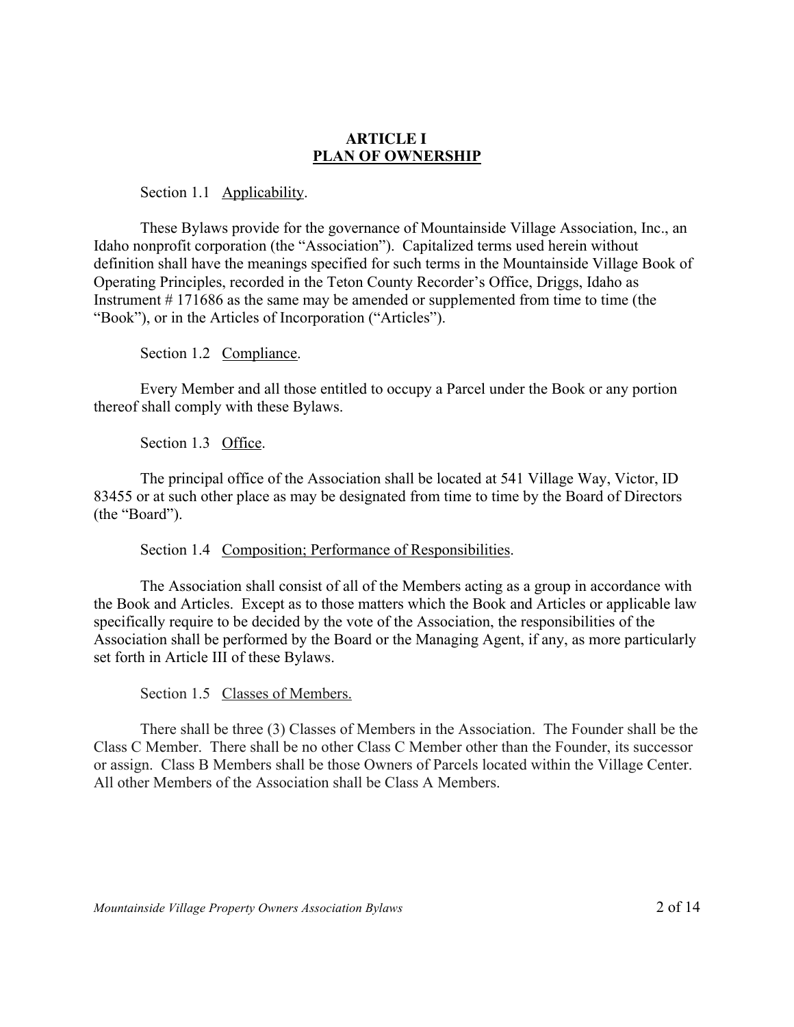## ARTICLE I
## PLAN OF OWNERSHIP

Section 1.1 Applicability.

These Bylaws provide for the governance of Mountainside Village Association, Inc., an Idaho nonprofit corporation (the "Association"). Capitalized terms used herein without definition shall have the meanings specified for such terms in the Mountainside Village Book of Operating Principles, recorded in the Teton County Recorder's Office, Driggs, Idaho as Instrument # 171686 as the same may be amended or supplemented from time to time (the "Book"), or in the Articles of Incorporation ("Articles").

Section 1.2 Compliance.

Every Member and all those entitled to occupy a Parcel under the Book or any portion thereof shall comply with these Bylaws.

Section 1.3 Office.

The principal office of the Association shall be located at 541 Village Way, Victor, ID 83455 or at such other place as may be designated from time to time by the Board of Directors (the "Board").

Section 1.4 Composition; Performance of Responsibilities.

The Association shall consist of all of the Members acting as a group in accordance with the Book and Articles. Except as to those matters which the Book and Articles or applicable law specifically require to be decided by the vote of the Association, the responsibilities of the Association shall be performed by the Board or the Managing Agent, if any, as more particularly set forth in Article III of these Bylaws.

Section 1.5 Classes of Members.

There shall be three (3) Classes of Members in the Association. The Founder shall be the Class C Member. There shall be no other Class C Member other than the Founder, its successor or assign. Class B Members shall be those Owners of Parcels located within the Village Center. All other Members of the Association shall be Class A Members.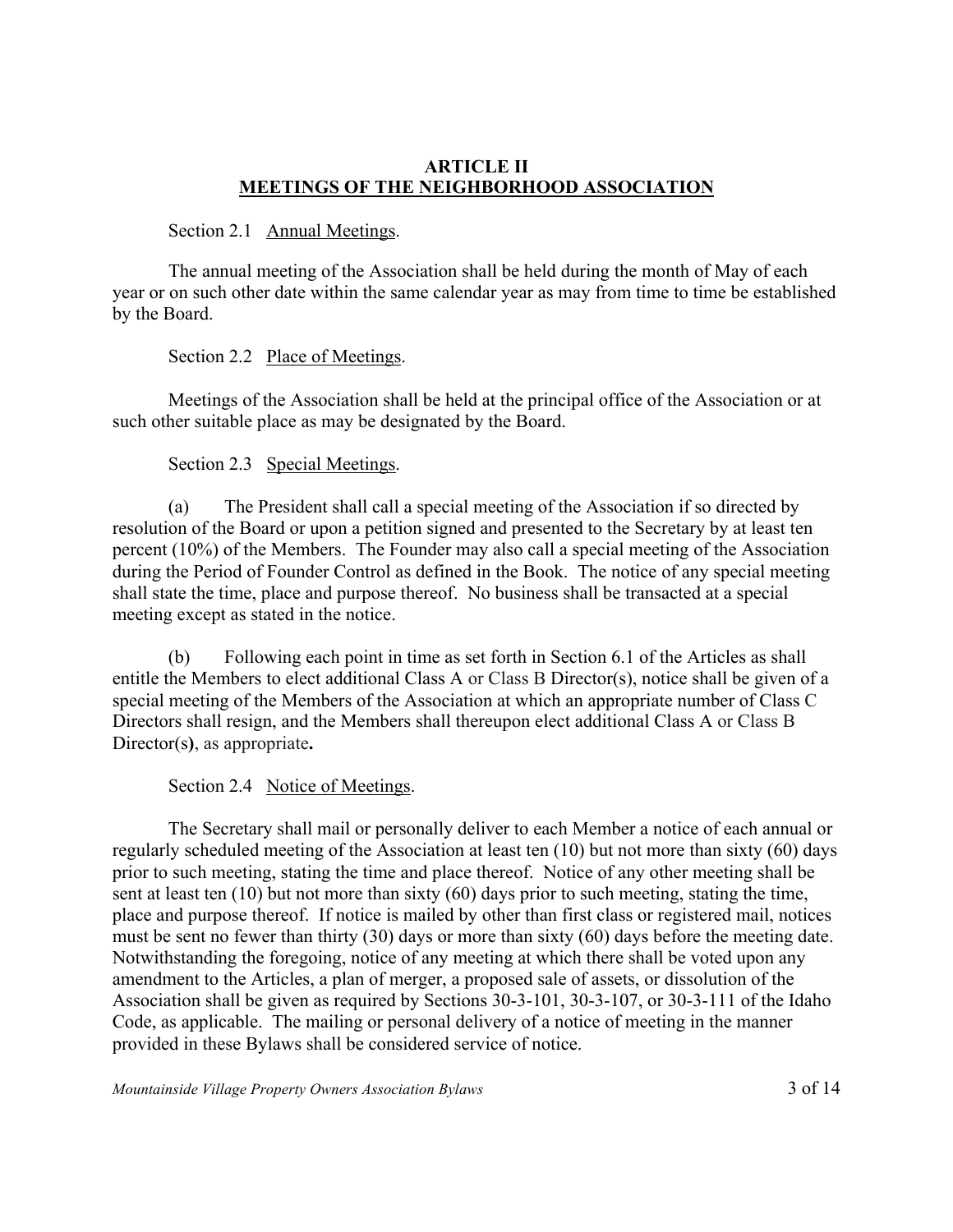## ARTICLE II
## MEETINGS OF THE NEIGHBORHOOD ASSOCIATION

Section 2.1 Annual Meetings.

The annual meeting of the Association shall be held during the month of May of each year or on such other date within the same calendar year as may from time to time be established by the Board.

Section 2.2 Place of Meetings.

Meetings of the Association shall be held at the principal office of the Association or at such other suitable place as may be designated by the Board.

Section 2.3 Special Meetings.

(a) The President shall call a special meeting of the Association if so directed by resolution of the Board or upon a petition signed and presented to the Secretary by at least ten percent (10%) of the Members. The Founder may also call a special meeting of the Association during the Period of Founder Control as defined in the Book. The notice of any special meeting shall state the time, place and purpose thereof. No business shall be transacted at a special meeting except as stated in the notice.

(b) Following each point in time as set forth in Section 6.1 of the Articles as shall entitle the Members to elect additional Class A or Class B Director(s), notice shall be given of a special meeting of the Members of the Association at which an appropriate number of Class C Directors shall resign, and the Members shall thereupon elect additional Class A or Class B Director(s), as appropriate.

Section 2.4 Notice of Meetings.

The Secretary shall mail or personally deliver to each Member a notice of each annual or regularly scheduled meeting of the Association at least ten (10) but not more than sixty (60) days prior to such meeting, stating the time and place thereof. Notice of any other meeting shall be sent at least ten (10) but not more than sixty (60) days prior to such meeting, stating the time, place and purpose thereof. If notice is mailed by other than first class or registered mail, notices must be sent no fewer than thirty (30) days or more than sixty (60) days before the meeting date. Notwithstanding the foregoing, notice of any meeting at which there shall be voted upon any amendment to the Articles, a plan of merger, a proposed sale of assets, or dissolution of the Association shall be given as required by Sections 30-3-101, 30-3-107, or 30-3-111 of the Idaho Code, as applicable. The mailing or personal delivery of a notice of meeting in the manner provided in these Bylaws shall be considered service of notice.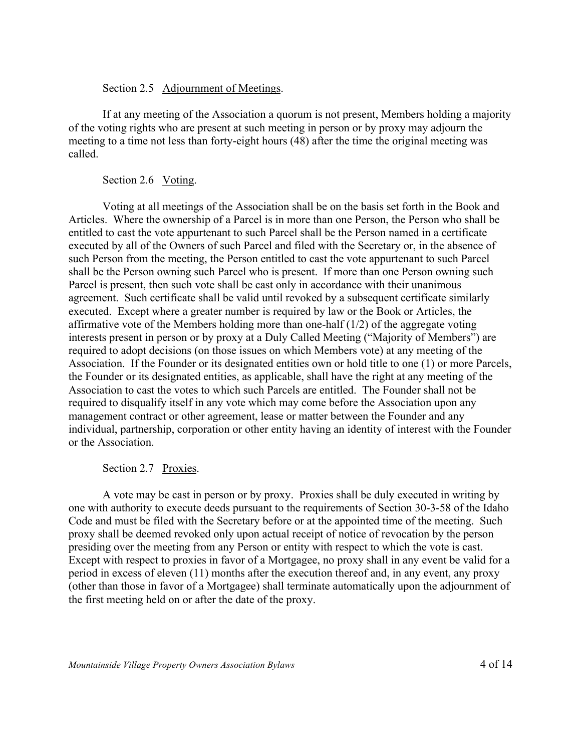Section 2.5 <u>Adjournment of Meetings</u>.

If at any meeting of the Association a quorum is not present, Members holding a majority of the voting rights who are present at such meeting in person or by proxy may adjourn the meeting to a time not less than forty-eight hours (48) after the time the original meeting was called.

Section 2.6 <u>Voting</u>.

Voting at all meetings of the Association shall be on the basis set forth in the Book and Articles. Where the ownership of a Parcel is in more than one Person, the Person who shall be entitled to cast the vote appurtenant to such Parcel shall be the Person named in a certificate executed by all of the Owners of such Parcel and filed with the Secretary or, in the absence of such Person from the meeting, the Person entitled to cast the vote appurtenant to such Parcel shall be the Person owning such Parcel who is present. If more than one Person owning such Parcel is present, then such vote shall be cast only in accordance with their unanimous agreement. Such certificate shall be valid until revoked by a subsequent certificate similarly executed. Except where a greater number is required by law or the Book or Articles, the affirmative vote of the Members holding more than one-half (1/2) of the aggregate voting interests present in person or by proxy at a Duly Called Meeting ("Majority of Members") are required to adopt decisions (on those issues on which Members vote) at any meeting of the Association. If the Founder or its designated entities own or hold title to one (1) or more Parcels, the Founder or its designated entities, as applicable, shall have the right at any meeting of the Association to cast the votes to which such Parcels are entitled. The Founder shall not be required to disqualify itself in any vote which may come before the Association upon any management contract or other agreement, lease or matter between the Founder and any individual, partnership, corporation or other entity having an identity of interest with the Founder or the Association.

Section 2.7 <u>Proxies</u>.

A vote may be cast in person or by proxy. Proxies shall be duly executed in writing by one with authority to execute deeds pursuant to the requirements of Section 30-3-58 of the Idaho Code and must be filed with the Secretary before or at the appointed time of the meeting. Such proxy shall be deemed revoked only upon actual receipt of notice of revocation by the person presiding over the meeting from any Person or entity with respect to which the vote is cast. Except with respect to proxies in favor of a Mortgagee, no proxy shall in any event be valid for a period in excess of eleven (11) months after the execution thereof and, in any event, any proxy (other than those in favor of a Mortgagee) shall terminate automatically upon the adjournment of the first meeting held on or after the date of the proxy.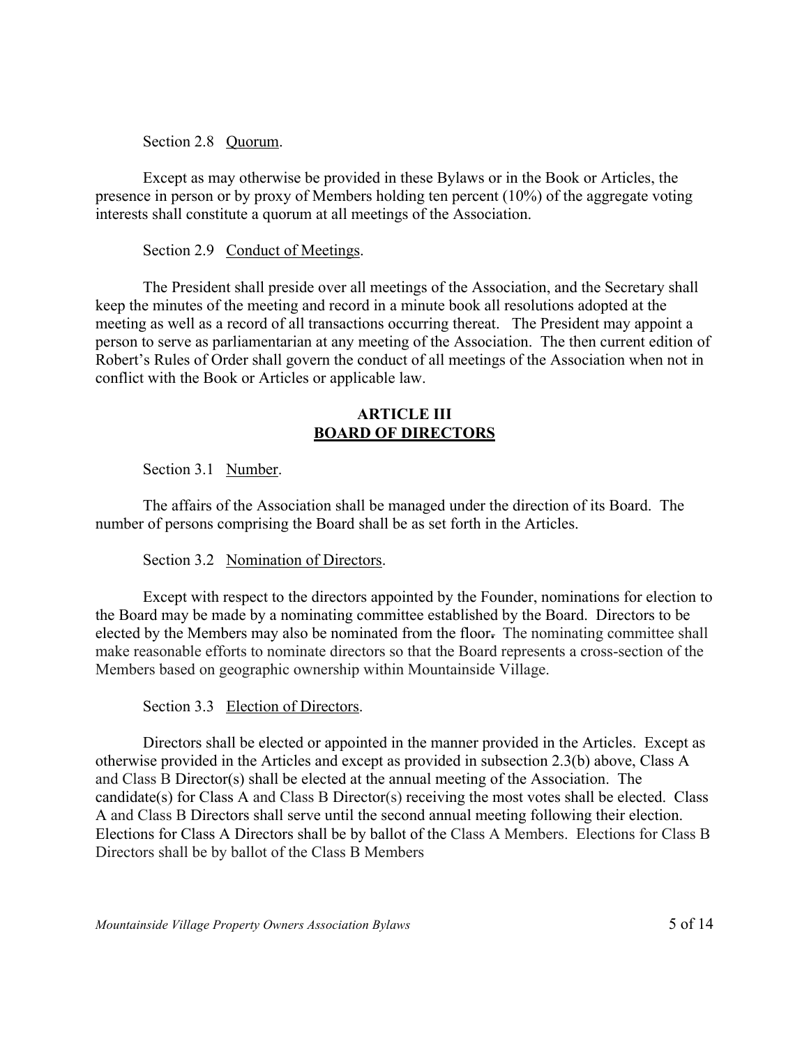Section 2.8 Quorum.

Except as may otherwise be provided in these Bylaws or in the Book or Articles, the presence in person or by proxy of Members holding ten percent (10%) of the aggregate voting interests shall constitute a quorum at all meetings of the Association.

Section 2.9 Conduct of Meetings.

The President shall preside over all meetings of the Association, and the Secretary shall keep the minutes of the meeting and record in a minute book all resolutions adopted at the meeting as well as a record of all transactions occurring thereat. The President may appoint a person to serve as parliamentarian at any meeting of the Association. The then current edition of Robert's Rules of Order shall govern the conduct of all meetings of the Association when not in conflict with the Book or Articles or applicable law.

## ARTICLE III
## BOARD OF DIRECTORS

Section 3.1 Number.

The affairs of the Association shall be managed under the direction of its Board. The number of persons comprising the Board shall be as set forth in the Articles.

Section 3.2 Nomination of Directors.

Except with respect to the directors appointed by the Founder, nominations for election to the Board may be made by a nominating committee established by the Board. Directors to be elected by the Members may also be nominated from the floor. The nominating committee shall make reasonable efforts to nominate directors so that the Board represents a cross-section of the Members based on geographic ownership within Mountainside Village.

Section 3.3 Election of Directors.

Directors shall be elected or appointed in the manner provided in the Articles. Except as otherwise provided in the Articles and except as provided in subsection 2.3(b) above, Class A and Class B Director(s) shall be elected at the annual meeting of the Association. The candidate(s) for Class A and Class B Director(s) receiving the most votes shall be elected. Class A and Class B Directors shall serve until the second annual meeting following their election. Elections for Class A Directors shall be by ballot of the Class A Members. Elections for Class B Directors shall be by ballot of the Class B Members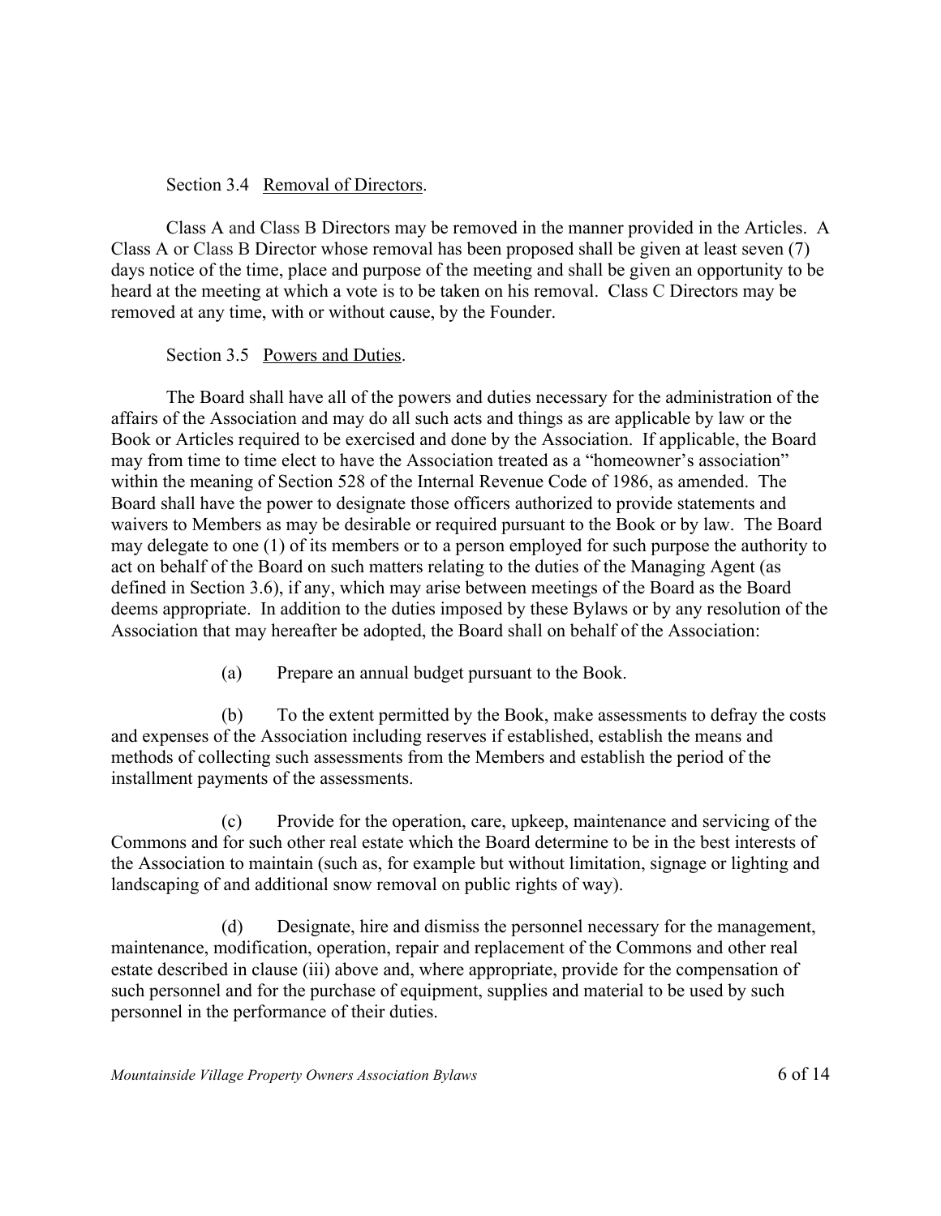Section 3.4 Removal of Directors.

Class A and Class B Directors may be removed in the manner provided in the Articles. A Class A or Class B Director whose removal has been proposed shall be given at least seven (7) days notice of the time, place and purpose of the meeting and shall be given an opportunity to be heard at the meeting at which a vote is to be taken on his removal. Class C Directors may be removed at any time, with or without cause, by the Founder.

Section 3.5 Powers and Duties.

The Board shall have all of the powers and duties necessary for the administration of the affairs of the Association and may do all such acts and things as are applicable by law or the Book or Articles required to be exercised and done by the Association. If applicable, the Board may from time to time elect to have the Association treated as a "homeowner's association" within the meaning of Section 528 of the Internal Revenue Code of 1986, as amended. The Board shall have the power to designate those officers authorized to provide statements and waivers to Members as may be desirable or required pursuant to the Book or by law. The Board may delegate to one (1) of its members or to a person employed for such purpose the authority to act on behalf of the Board on such matters relating to the duties of the Managing Agent (as defined in Section 3.6), if any, which may arise between meetings of the Board as the Board deems appropriate. In addition to the duties imposed by these Bylaws or by any resolution of the Association that may hereafter be adopted, the Board shall on behalf of the Association:

(a) Prepare an annual budget pursuant to the Book.

(b) To the extent permitted by the Book, make assessments to defray the costs and expenses of the Association including reserves if established, establish the means and methods of collecting such assessments from the Members and establish the period of the installment payments of the assessments.

(c) Provide for the operation, care, upkeep, maintenance and servicing of the Commons and for such other real estate which the Board determine to be in the best interests of the Association to maintain (such as, for example but without limitation, signage or lighting and landscaping of and additional snow removal on public rights of way).

(d) Designate, hire and dismiss the personnel necessary for the management, maintenance, modification, operation, repair and replacement of the Commons and other real estate described in clause (iii) above and, where appropriate, provide for the compensation of such personnel and for the purchase of equipment, supplies and material to be used by such personnel in the performance of their duties.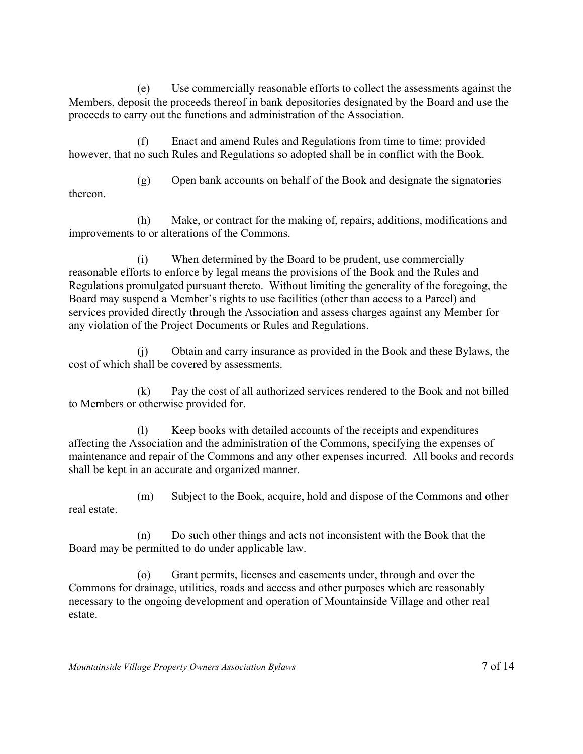(e) Use commercially reasonable efforts to collect the assessments against the Members, deposit the proceeds thereof in bank depositories designated by the Board and use the proceeds to carry out the functions and administration of the Association.

(f) Enact and amend Rules and Regulations from time to time; provided however, that no such Rules and Regulations so adopted shall be in conflict with the Book.

(g) Open bank accounts on behalf of the Book and designate the signatories thereon.

(h) Make, or contract for the making of, repairs, additions, modifications and improvements to or alterations of the Commons.

(i) When determined by the Board to be prudent, use commercially reasonable efforts to enforce by legal means the provisions of the Book and the Rules and Regulations promulgated pursuant thereto. Without limiting the generality of the foregoing, the Board may suspend a Member's rights to use facilities (other than access to a Parcel) and services provided directly through the Association and assess charges against any Member for any violation of the Project Documents or Rules and Regulations.

(j) Obtain and carry insurance as provided in the Book and these Bylaws, the cost of which shall be covered by assessments.

(k) Pay the cost of all authorized services rendered to the Book and not billed to Members or otherwise provided for.

(l) Keep books with detailed accounts of the receipts and expenditures affecting the Association and the administration of the Commons, specifying the expenses of maintenance and repair of the Commons and any other expenses incurred. All books and records shall be kept in an accurate and organized manner.

(m) Subject to the Book, acquire, hold and dispose of the Commons and other real estate.

(n) Do such other things and acts not inconsistent with the Book that the Board may be permitted to do under applicable law.

(o) Grant permits, licenses and easements under, through and over the Commons for drainage, utilities, roads and access and other purposes which are reasonably necessary to the ongoing development and operation of Mountainside Village and other real estate.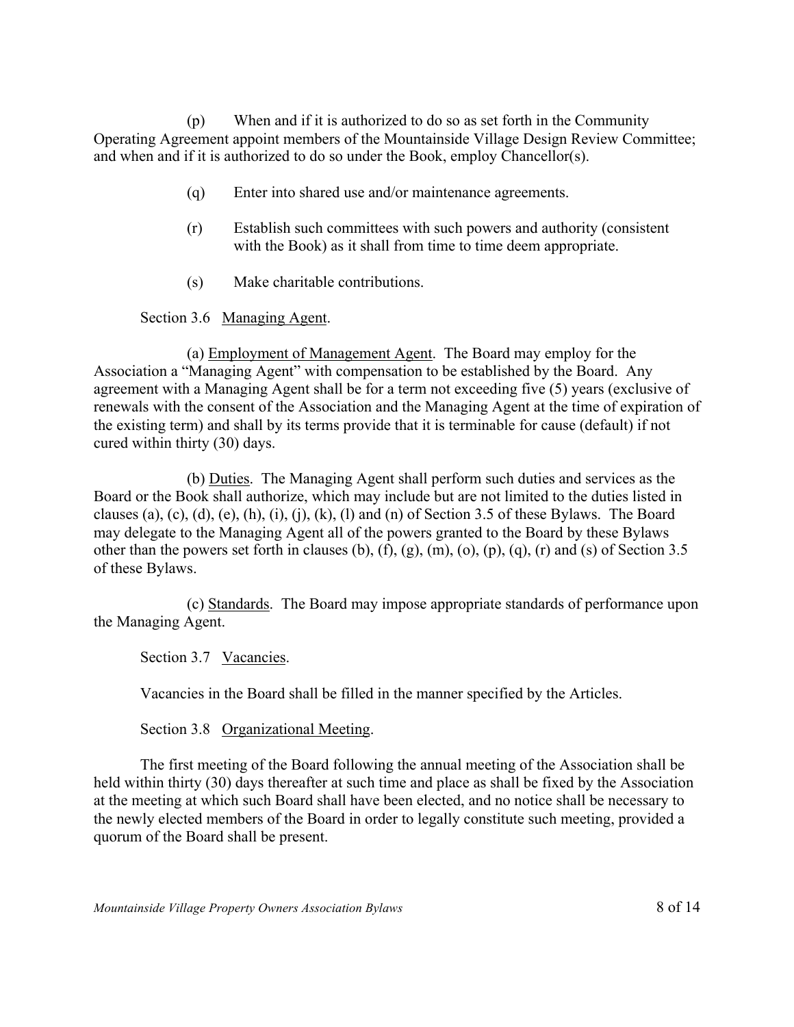(p) When and if it is authorized to do so as set forth in the Community Operating Agreement appoint members of the Mountainside Village Design Review Committee; and when and if it is authorized to do so under the Book, employ Chancellor(s).

(q) Enter into shared use and/or maintenance agreements.

(r) Establish such committees with such powers and authority (consistent with the Book) as it shall from time to time deem appropriate.

(s) Make charitable contributions.

Section 3.6 Managing Agent.

(a) Employment of Management Agent. The Board may employ for the Association a "Managing Agent" with compensation to be established by the Board. Any agreement with a Managing Agent shall be for a term not exceeding five (5) years (exclusive of renewals with the consent of the Association and the Managing Agent at the time of expiration of the existing term) and shall by its terms provide that it is terminable for cause (default) if not cured within thirty (30) days.

(b) Duties. The Managing Agent shall perform such duties and services as the Board or the Book shall authorize, which may include but are not limited to the duties listed in clauses (a), (c), (d), (e), (h), (i), (j), (k), (l) and (n) of Section 3.5 of these Bylaws. The Board may delegate to the Managing Agent all of the powers granted to the Board by these Bylaws other than the powers set forth in clauses (b), (f), (g), (m), (o), (p), (q), (r) and (s) of Section 3.5 of these Bylaws.

(c) Standards. The Board may impose appropriate standards of performance upon the Managing Agent.

Section 3.7 Vacancies.

Vacancies in the Board shall be filled in the manner specified by the Articles.

Section 3.8 Organizational Meeting.

The first meeting of the Board following the annual meeting of the Association shall be held within thirty (30) days thereafter at such time and place as shall be fixed by the Association at the meeting at which such Board shall have been elected, and no notice shall be necessary to the newly elected members of the Board in order to legally constitute such meeting, provided a quorum of the Board shall be present.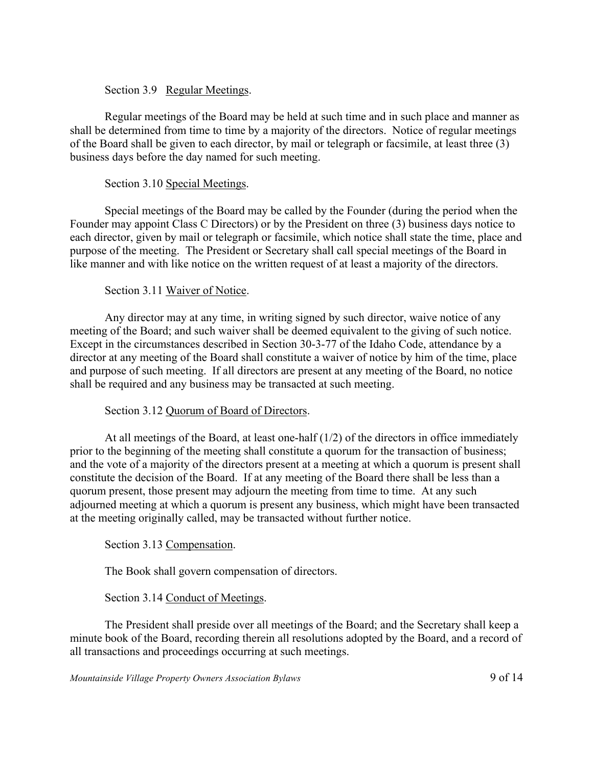Section 3.9 Regular Meetings.

Regular meetings of the Board may be held at such time and in such place and manner as shall be determined from time to time by a majority of the directors. Notice of regular meetings of the Board shall be given to each director, by mail or telegraph or facsimile, at least three (3) business days before the day named for such meeting.

Section 3.10 Special Meetings.

Special meetings of the Board may be called by the Founder (during the period when the Founder may appoint Class C Directors) or by the President on three (3) business days notice to each director, given by mail or telegraph or facsimile, which notice shall state the time, place and purpose of the meeting. The President or Secretary shall call special meetings of the Board in like manner and with like notice on the written request of at least a majority of the directors.

Section 3.11 Waiver of Notice.

Any director may at any time, in writing signed by such director, waive notice of any meeting of the Board; and such waiver shall be deemed equivalent to the giving of such notice. Except in the circumstances described in Section 30-3-77 of the Idaho Code, attendance by a director at any meeting of the Board shall constitute a waiver of notice by him of the time, place and purpose of such meeting. If all directors are present at any meeting of the Board, no notice shall be required and any business may be transacted at such meeting.

Section 3.12 Quorum of Board of Directors.

At all meetings of the Board, at least one-half (1/2) of the directors in office immediately prior to the beginning of the meeting shall constitute a quorum for the transaction of business; and the vote of a majority of the directors present at a meeting at which a quorum is present shall constitute the decision of the Board. If at any meeting of the Board there shall be less than a quorum present, those present may adjourn the meeting from time to time. At any such adjourned meeting at which a quorum is present any business, which might have been transacted at the meeting originally called, may be transacted without further notice.

Section 3.13 Compensation.

The Book shall govern compensation of directors.

Section 3.14 Conduct of Meetings.

The President shall preside over all meetings of the Board; and the Secretary shall keep a minute book of the Board, recording therein all resolutions adopted by the Board, and a record of all transactions and proceedings occurring at such meetings.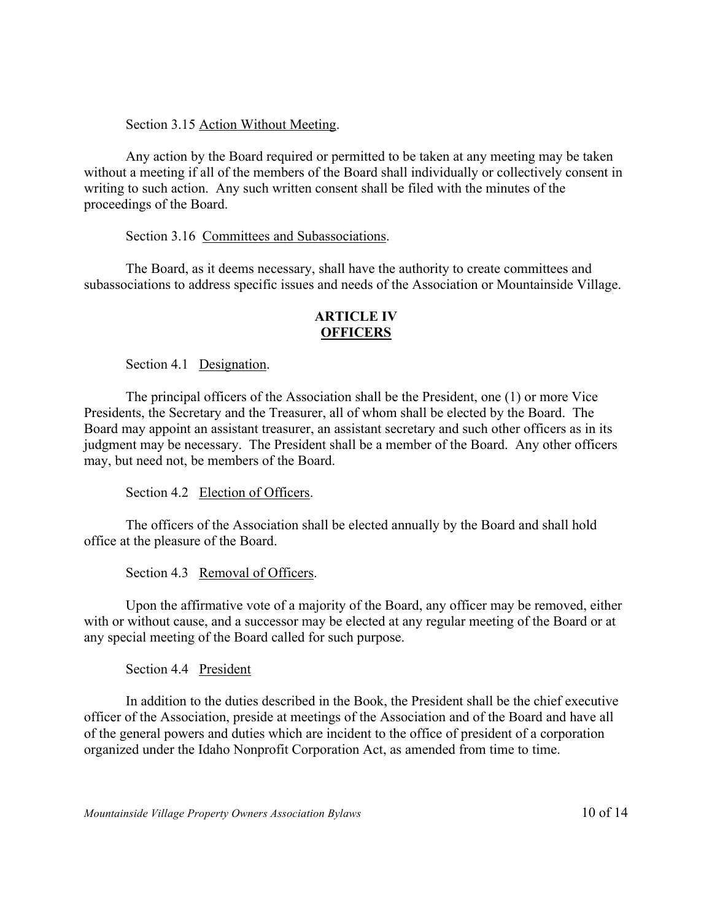Section 3.15 Action Without Meeting.

Any action by the Board required or permitted to be taken at any meeting may be taken without a meeting if all of the members of the Board shall individually or collectively consent in writing to such action. Any such written consent shall be filed with the minutes of the proceedings of the Board.

Section 3.16 Committees and Subassociations.

The Board, as it deems necessary, shall have the authority to create committees and subassociations to address specific issues and needs of the Association or Mountainside Village.

## ARTICLE IV
## OFFICERS

Section 4.1 Designation.

The principal officers of the Association shall be the President, one (1) or more Vice Presidents, the Secretary and the Treasurer, all of whom shall be elected by the Board. The Board may appoint an assistant treasurer, an assistant secretary and such other officers as in its judgment may be necessary. The President shall be a member of the Board. Any other officers may, but need not, be members of the Board.

Section 4.2 Election of Officers.

The officers of the Association shall be elected annually by the Board and shall hold office at the pleasure of the Board.

Section 4.3 Removal of Officers.

Upon the affirmative vote of a majority of the Board, any officer may be removed, either with or without cause, and a successor may be elected at any regular meeting of the Board or at any special meeting of the Board called for such purpose.

Section 4.4 President

In addition to the duties described in the Book, the President shall be the chief executive officer of the Association, preside at meetings of the Association and of the Board and have all of the general powers and duties which are incident to the office of president of a corporation organized under the Idaho Nonprofit Corporation Act, as amended from time to time.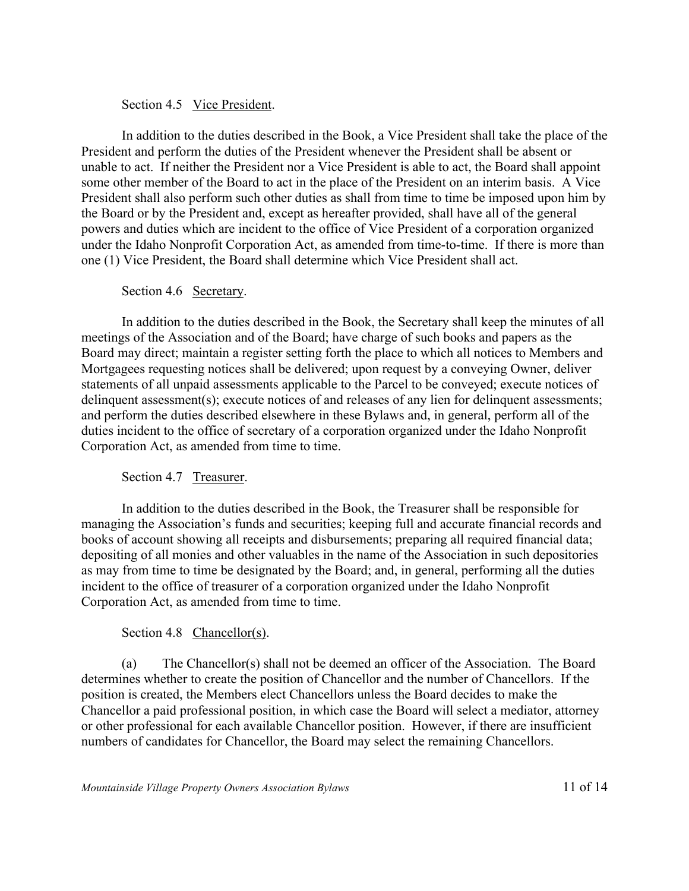Section 4.5 Vice President.

In addition to the duties described in the Book, a Vice President shall take the place of the President and perform the duties of the President whenever the President shall be absent or unable to act. If neither the President nor a Vice President is able to act, the Board shall appoint some other member of the Board to act in the place of the President on an interim basis. A Vice President shall also perform such other duties as shall from time to time be imposed upon him by the Board or by the President and, except as hereafter provided, shall have all of the general powers and duties which are incident to the office of Vice President of a corporation organized under the Idaho Nonprofit Corporation Act, as amended from time-to-time. If there is more than one (1) Vice President, the Board shall determine which Vice President shall act.

Section 4.6 Secretary.

In addition to the duties described in the Book, the Secretary shall keep the minutes of all meetings of the Association and of the Board; have charge of such books and papers as the Board may direct; maintain a register setting forth the place to which all notices to Members and Mortgagees requesting notices shall be delivered; upon request by a conveying Owner, deliver statements of all unpaid assessments applicable to the Parcel to be conveyed; execute notices of delinquent assessment(s); execute notices of and releases of any lien for delinquent assessments; and perform the duties described elsewhere in these Bylaws and, in general, perform all of the duties incident to the office of secretary of a corporation organized under the Idaho Nonprofit Corporation Act, as amended from time to time.

Section 4.7 Treasurer.

In addition to the duties described in the Book, the Treasurer shall be responsible for managing the Association's funds and securities; keeping full and accurate financial records and books of account showing all receipts and disbursements; preparing all required financial data; depositing of all monies and other valuables in the name of the Association in such depositories as may from time to time be designated by the Board; and, in general, performing all the duties incident to the office of treasurer of a corporation organized under the Idaho Nonprofit Corporation Act, as amended from time to time.

Section 4.8 Chancellor(s).

(a) The Chancellor(s) shall not be deemed an officer of the Association. The Board determines whether to create the position of Chancellor and the number of Chancellors. If the position is created, the Members elect Chancellors unless the Board decides to make the Chancellor a paid professional position, in which case the Board will select a mediator, attorney or other professional for each available Chancellor position. However, if there are insufficient numbers of candidates for Chancellor, the Board may select the remaining Chancellors.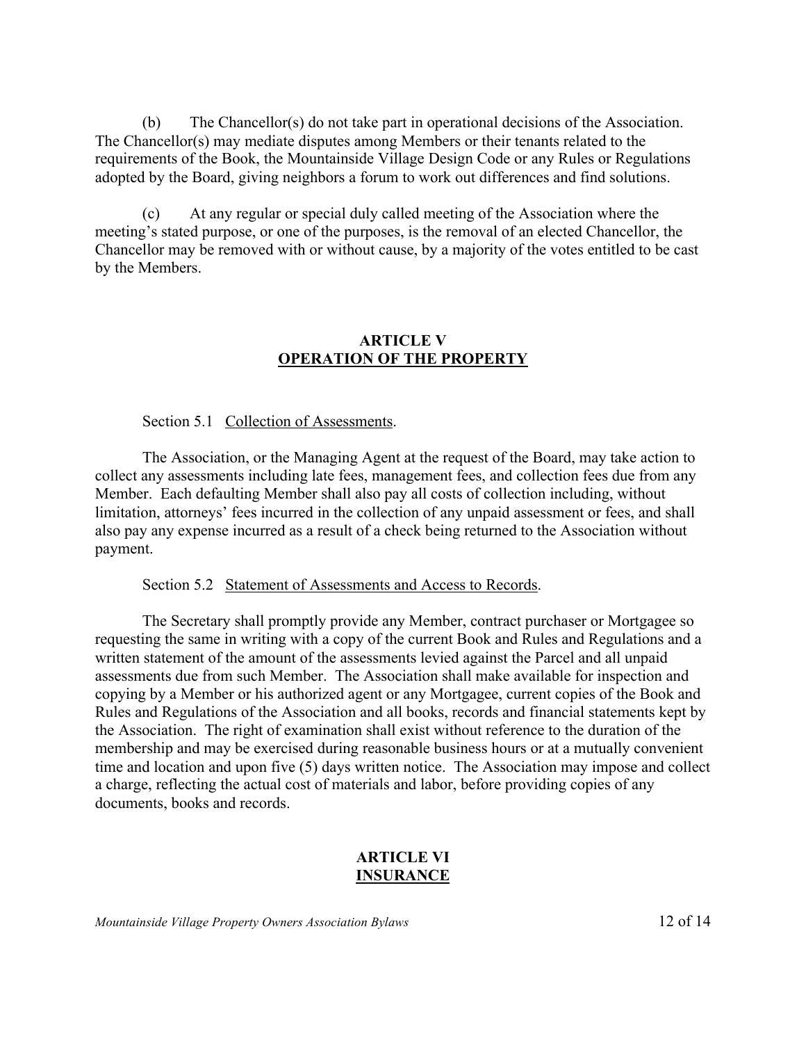(b) The Chancellor(s) do not take part in operational decisions of the Association. The Chancellor(s) may mediate disputes among Members or their tenants related to the requirements of the Book, the Mountainside Village Design Code or any Rules or Regulations adopted by the Board, giving neighbors a forum to work out differences and find solutions.

(c) At any regular or special duly called meeting of the Association where the meeting's stated purpose, or one of the purposes, is the removal of an elected Chancellor, the Chancellor may be removed with or without cause, by a majority of the votes entitled to be cast by the Members.

## ARTICLE V
## OPERATION OF THE PROPERTY

Section 5.1 Collection of Assessments.

The Association, or the Managing Agent at the request of the Board, may take action to collect any assessments including late fees, management fees, and collection fees due from any Member. Each defaulting Member shall also pay all costs of collection including, without limitation, attorneys' fees incurred in the collection of any unpaid assessment or fees, and shall also pay any expense incurred as a result of a check being returned to the Association without payment.

Section 5.2 Statement of Assessments and Access to Records.

The Secretary shall promptly provide any Member, contract purchaser or Mortgagee so requesting the same in writing with a copy of the current Book and Rules and Regulations and a written statement of the amount of the assessments levied against the Parcel and all unpaid assessments due from such Member. The Association shall make available for inspection and copying by a Member or his authorized agent or any Mortgagee, current copies of the Book and Rules and Regulations of the Association and all books, records and financial statements kept by the Association. The right of examination shall exist without reference to the duration of the membership and may be exercised during reasonable business hours or at a mutually convenient time and location and upon five (5) days written notice. The Association may impose and collect a charge, reflecting the actual cost of materials and labor, before providing copies of any documents, books and records.

## ARTICLE VI
## INSURANCE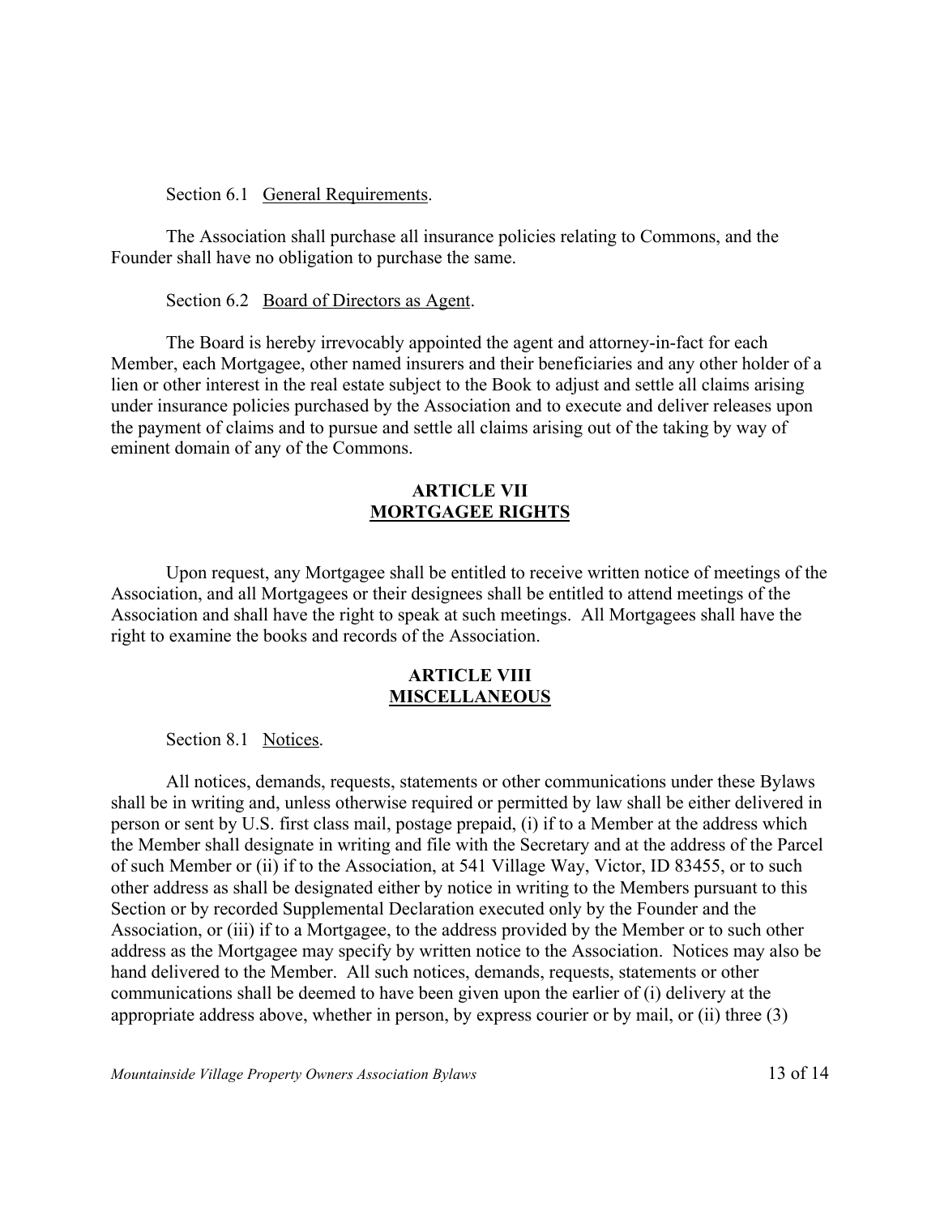Section 6.1 General Requirements.

The Association shall purchase all insurance policies relating to Commons, and the Founder shall have no obligation to purchase the same.

Section 6.2 Board of Directors as Agent.

The Board is hereby irrevocably appointed the agent and attorney-in-fact for each Member, each Mortgagee, other named insurers and their beneficiaries and any other holder of a lien or other interest in the real estate subject to the Book to adjust and settle all claims arising under insurance policies purchased by the Association and to execute and deliver releases upon the payment of claims and to pursue and settle all claims arising out of the taking by way of eminent domain of any of the Commons.

## ARTICLE VII
## MORTGAGEE RIGHTS

Upon request, any Mortgagee shall be entitled to receive written notice of meetings of the Association, and all Mortgagees or their designees shall be entitled to attend meetings of the Association and shall have the right to speak at such meetings. All Mortgagees shall have the right to examine the books and records of the Association.

## ARTICLE VIII
## MISCELLANEOUS

Section 8.1 Notices.

All notices, demands, requests, statements or other communications under these Bylaws shall be in writing and, unless otherwise required or permitted by law shall be either delivered in person or sent by U.S. first class mail, postage prepaid, (i) if to a Member at the address which the Member shall designate in writing and file with the Secretary and at the address of the Parcel of such Member or (ii) if to the Association, at 541 Village Way, Victor, ID 83455, or to such other address as shall be designated either by notice in writing to the Members pursuant to this Section or by recorded Supplemental Declaration executed only by the Founder and the Association, or (iii) if to a Mortgagee, to the address provided by the Member or to such other address as the Mortgagee may specify by written notice to the Association. Notices may also be hand delivered to the Member. All such notices, demands, requests, statements or other communications shall be deemed to have been given upon the earlier of (i) delivery at the appropriate address above, whether in person, by express courier or by mail, or (ii) three (3)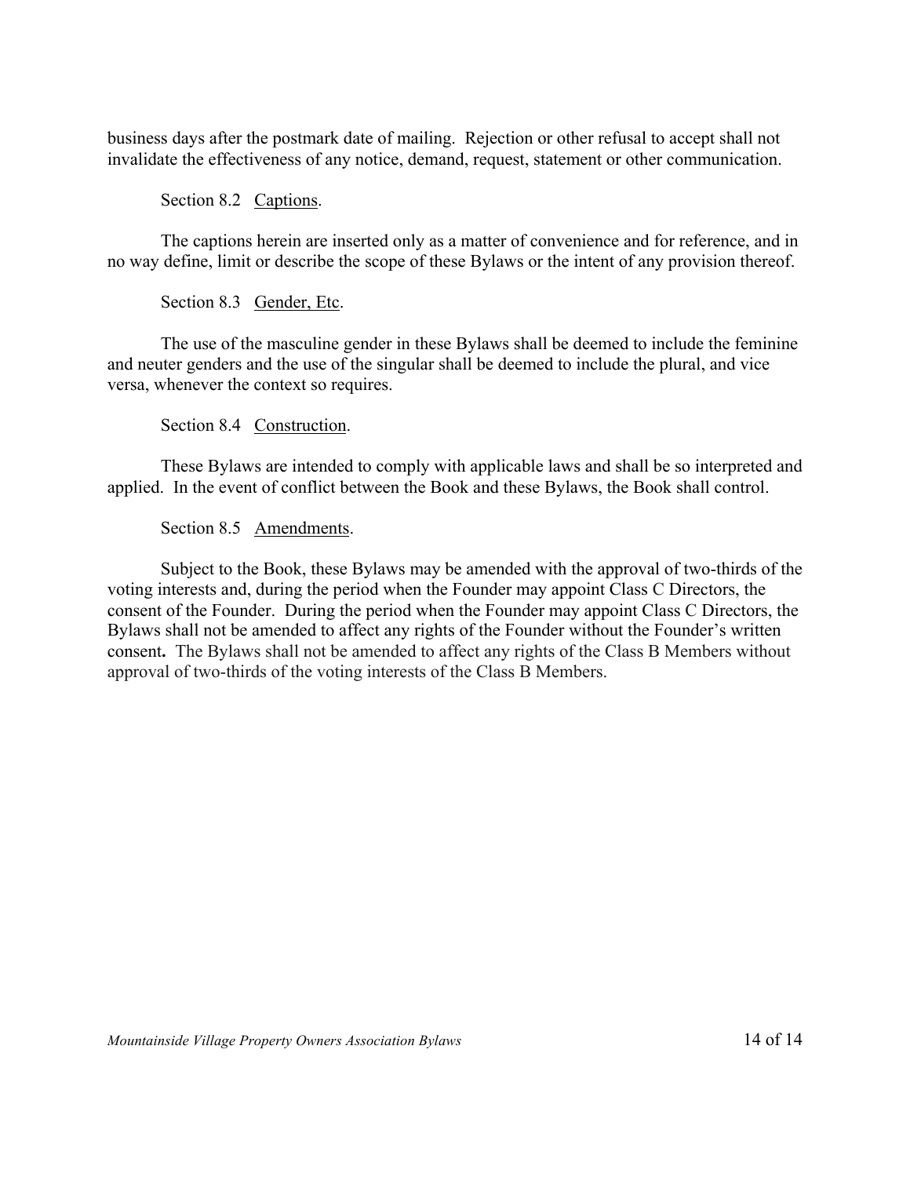business days after the postmark date of mailing. Rejection or other refusal to accept shall not invalidate the effectiveness of any notice, demand, request, statement or other communication.

Section 8.2 Captions.

The captions herein are inserted only as a matter of convenience and for reference, and in no way define, limit or describe the scope of these Bylaws or the intent of any provision thereof.

Section 8.3 Gender, Etc.

The use of the masculine gender in these Bylaws shall be deemed to include the feminine and neuter genders and the use of the singular shall be deemed to include the plural, and vice versa, whenever the context so requires.

Section 8.4 Construction.

These Bylaws are intended to comply with applicable laws and shall be so interpreted and applied. In the event of conflict between the Book and these Bylaws, the Book shall control.

Section 8.5 Amendments.

Subject to the Book, these Bylaws may be amended with the approval of two-thirds of the voting interests and, during the period when the Founder may appoint Class C Directors, the consent of the Founder. During the period when the Founder may appoint Class C Directors, the Bylaws shall not be amended to affect any rights of the Founder without the Founder's written consent. The Bylaws shall not be amended to affect any rights of the Class B Members without approval of two-thirds of the voting interests of the Class B Members.